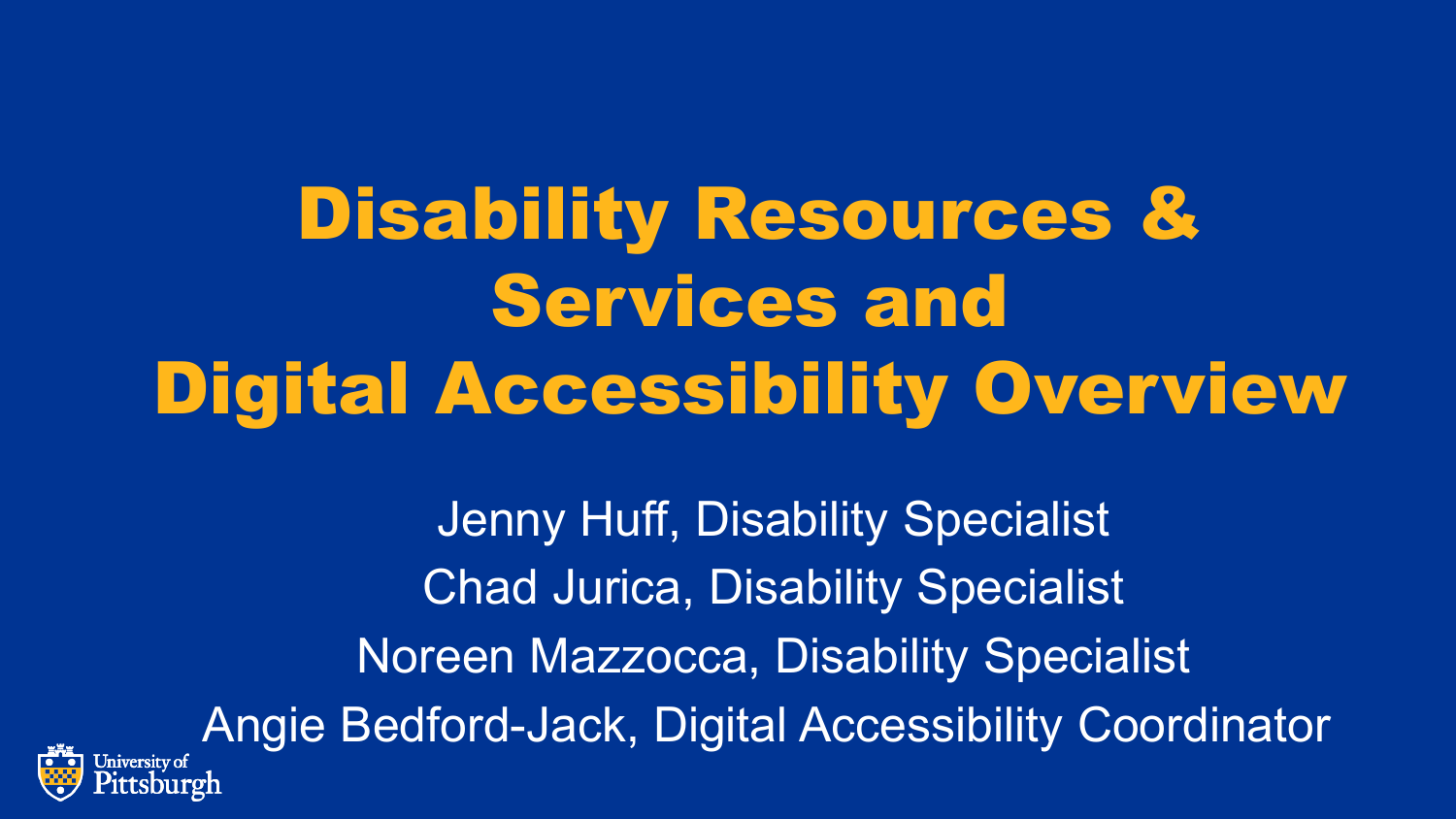# Disability Resources & Services and Digital Accessibility Overview

Jenny Huff, Disability Specialist

Chad Jurica, Disability Specialist

Noreen Mazzocca, Disability Specialist

Angie Bedford-Jack, Digital Accessibility Coordinator

University of Pittsburgh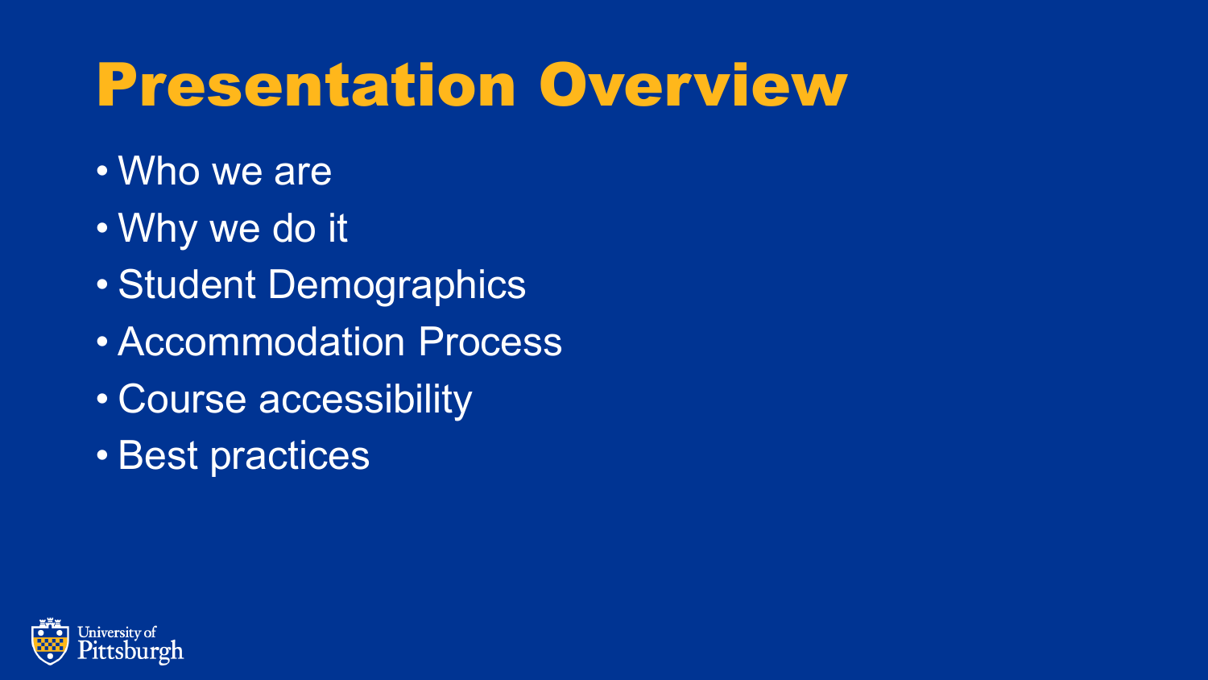# Presentation Overview

- Who we are
- Why we do it
- Student Demographics
- Accommodation Process
- Course accessibility
- Best practices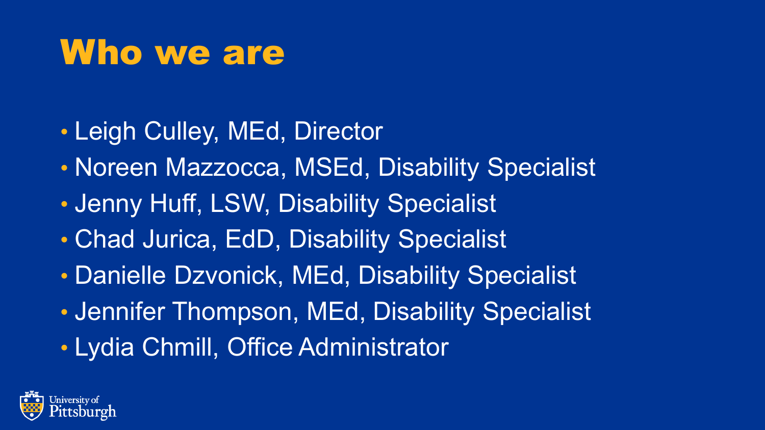# Who we are

- Leigh Culley, MEd, Director
- Noreen Mazzocca, MSEd, Disability Specialist
- Jenny Huff, LSW, Disability Specialist
- Chad Jurica, EdD, Disability Specialist
- Danielle Dzvonick, MEd, Disability Specialist
- Jennifer Thompson, MEd, Disability Specialist
- Lydia Chmill, Office Administrator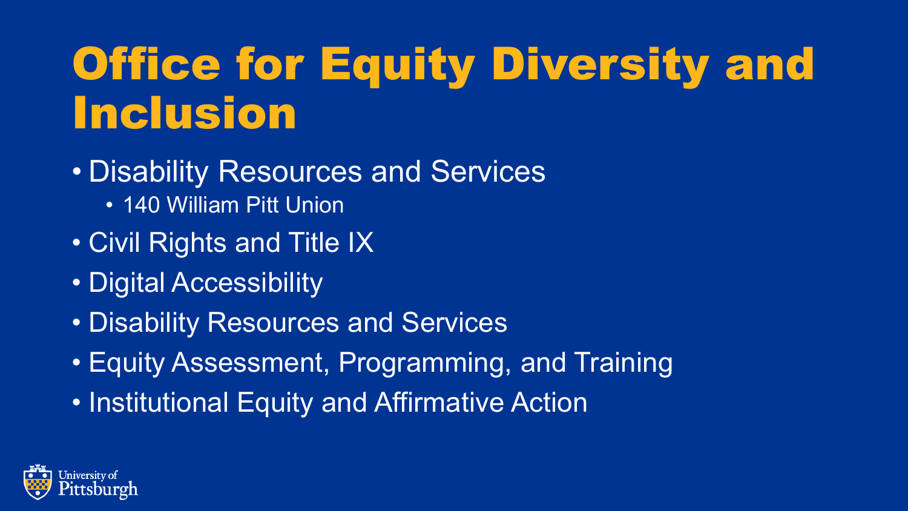# Office for Equity Diversity and Inclusion

- Disability Resources and Services
  - 140 William Pitt Union
- Civil Rights and Title IX
- Digital Accessibility
- Disability Resources and Services
- Equity Assessment, Programming, and Training
- Institutional Equity and Affirmative Action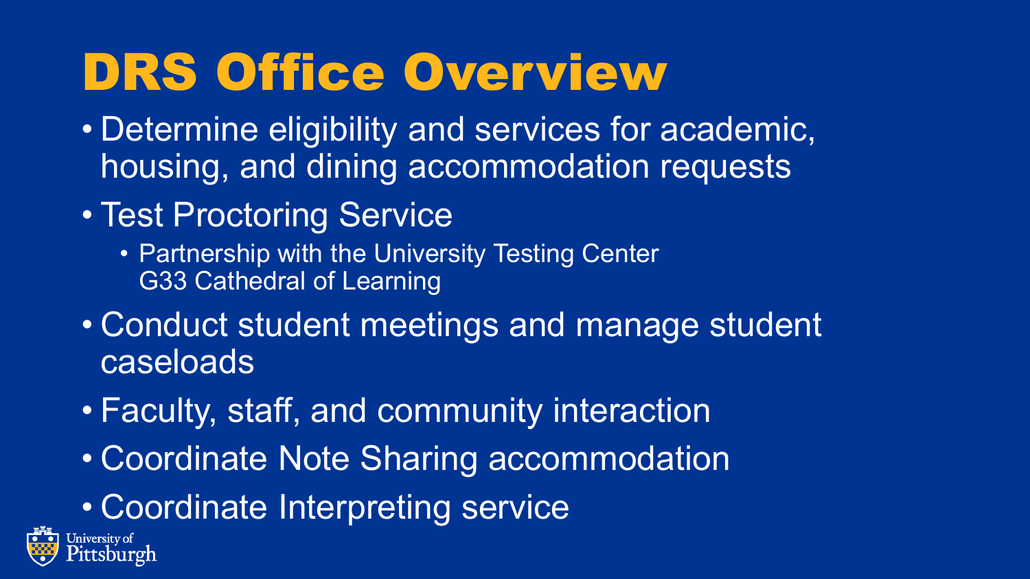# DRS Office Overview

- Determine eligibility and services for academic, housing, and dining accommodation requests
- Test Proctoring Service
  - Partnership with the University Testing Center G33 Cathedral of Learning
- Conduct student meetings and manage student caseloads
- Faculty, staff, and community interaction
- Coordinate Note Sharing accommodation
- Coordinate Interpreting service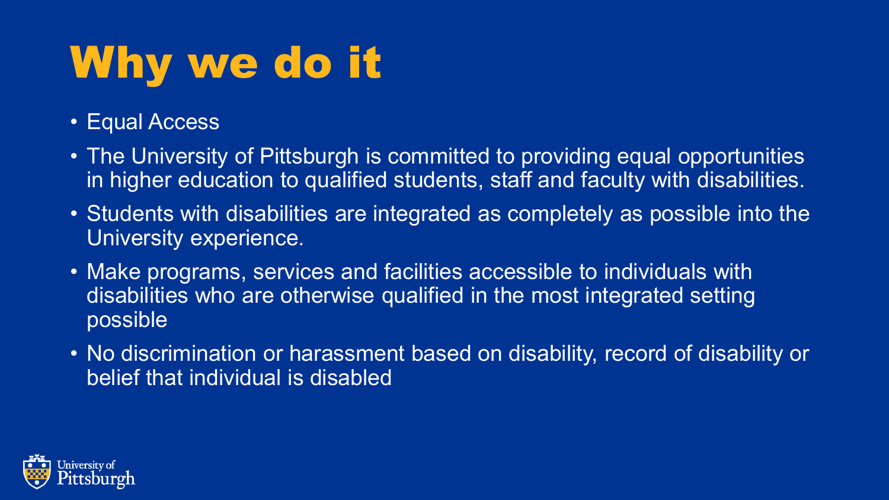# Why we do it

- Equal Access
- The University of Pittsburgh is committed to providing equal opportunities in higher education to qualified students, staff and faculty with disabilities.
- Students with disabilities are integrated as completely as possible into the University experience.
- Make programs, services and facilities accessible to individuals with disabilities who are otherwise qualified in the most integrated setting possible
- No discrimination or harassment based on disability, record of disability or belief that individual is disabled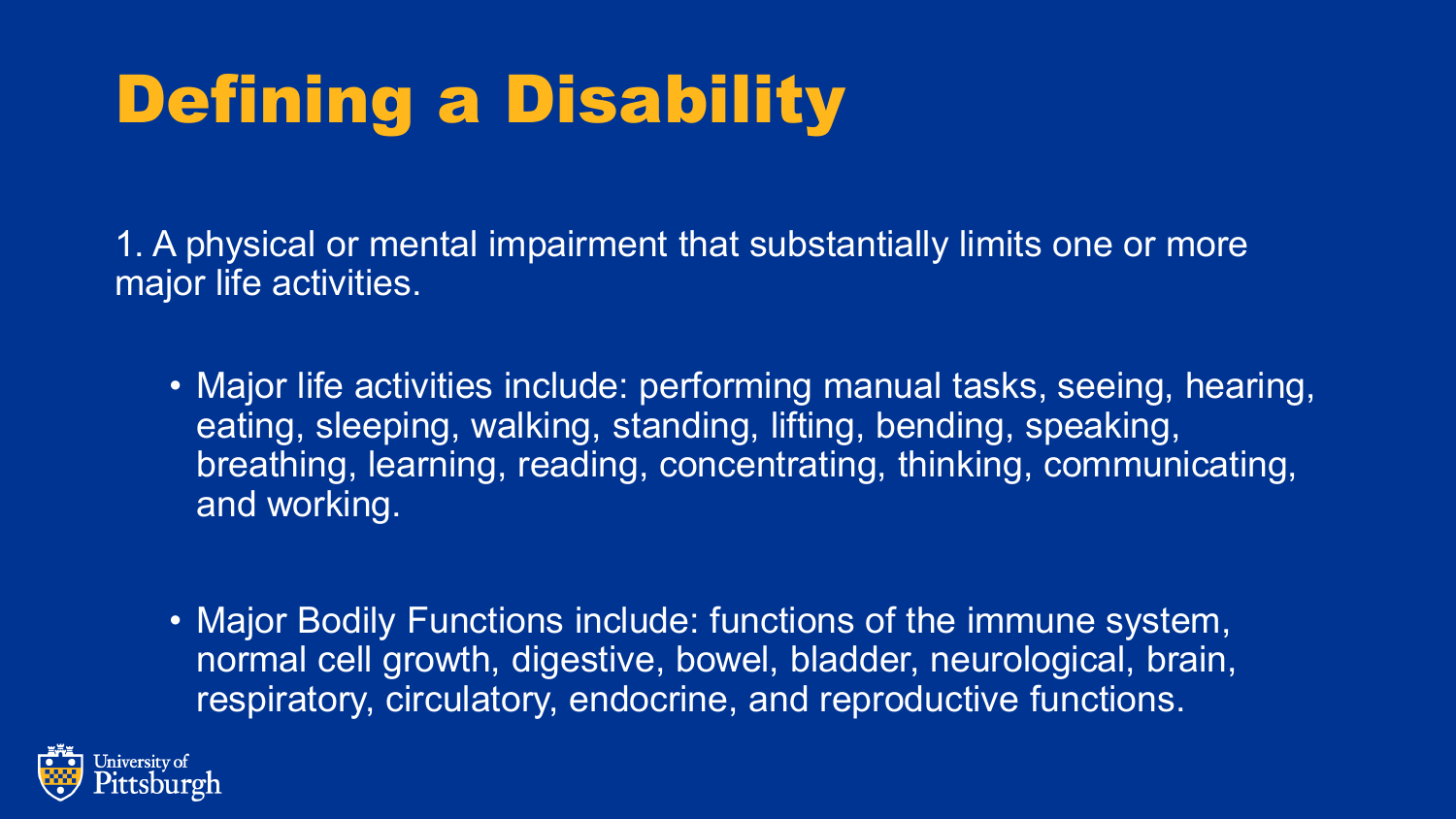# Defining a Disability

1. A physical or mental impairment that substantially limits one or more major life activities.

- Major life activities include: performing manual tasks, seeing, hearing, eating, sleeping, walking, standing, lifting, bending, speaking, breathing, learning, reading, concentrating, thinking, communicating, and working.

- Major Bodily Functions include: functions of the immune system, normal cell growth, digestive, bowel, bladder, neurological, brain, respiratory, circulatory, endocrine, and reproductive functions.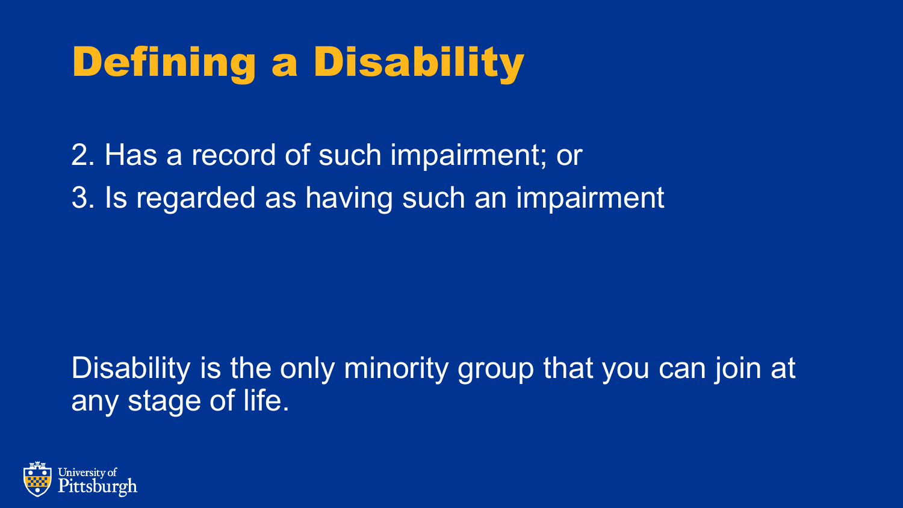# Defining a Disability

2. Has a record of such impairment; or
3. Is regarded as having such an impairment

Disability is the only minority group that you can join at any stage of life.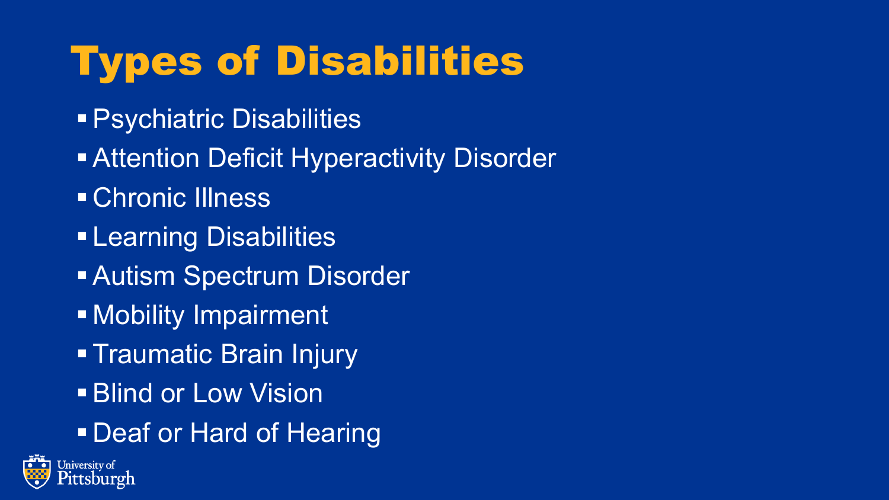# Types of Disabilities

- Psychiatric Disabilities
- Attention Deficit Hyperactivity Disorder
- Chronic Illness
- Learning Disabilities
- Autism Spectrum Disorder
- Mobility Impairment
- Traumatic Brain Injury
- Blind or Low Vision
- Deaf or Hard of Hearing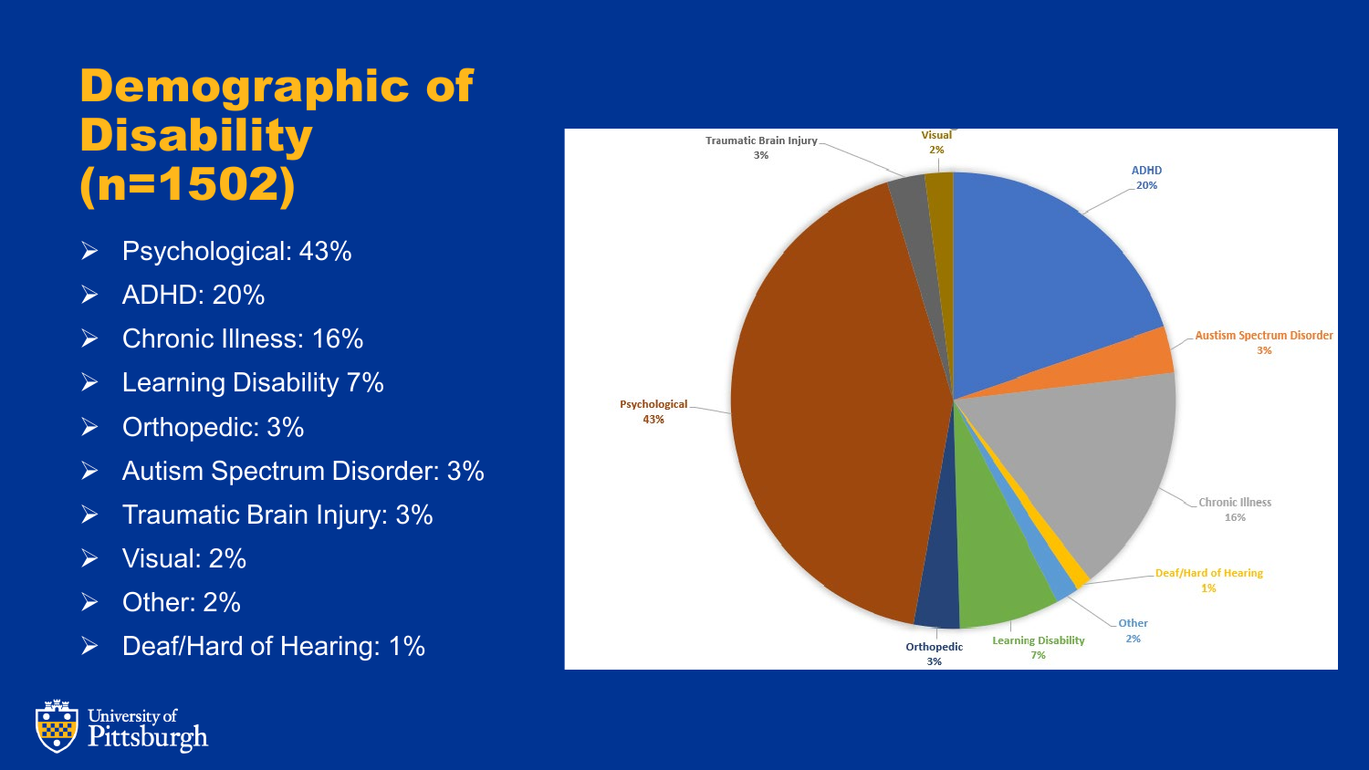# Demographic of Disability (n=1502)

- Psychological: 43%
- ADHD: 20%
- Chronic Illness: 16%
- Learning Disability 7%
- Orthopedic: 3%
- Autism Spectrum Disorder: 3%
- Traumatic Brain Injury: 3%
- Visual: 2%
- Other: 2%
- Deaf/Hard of Hearing: 1%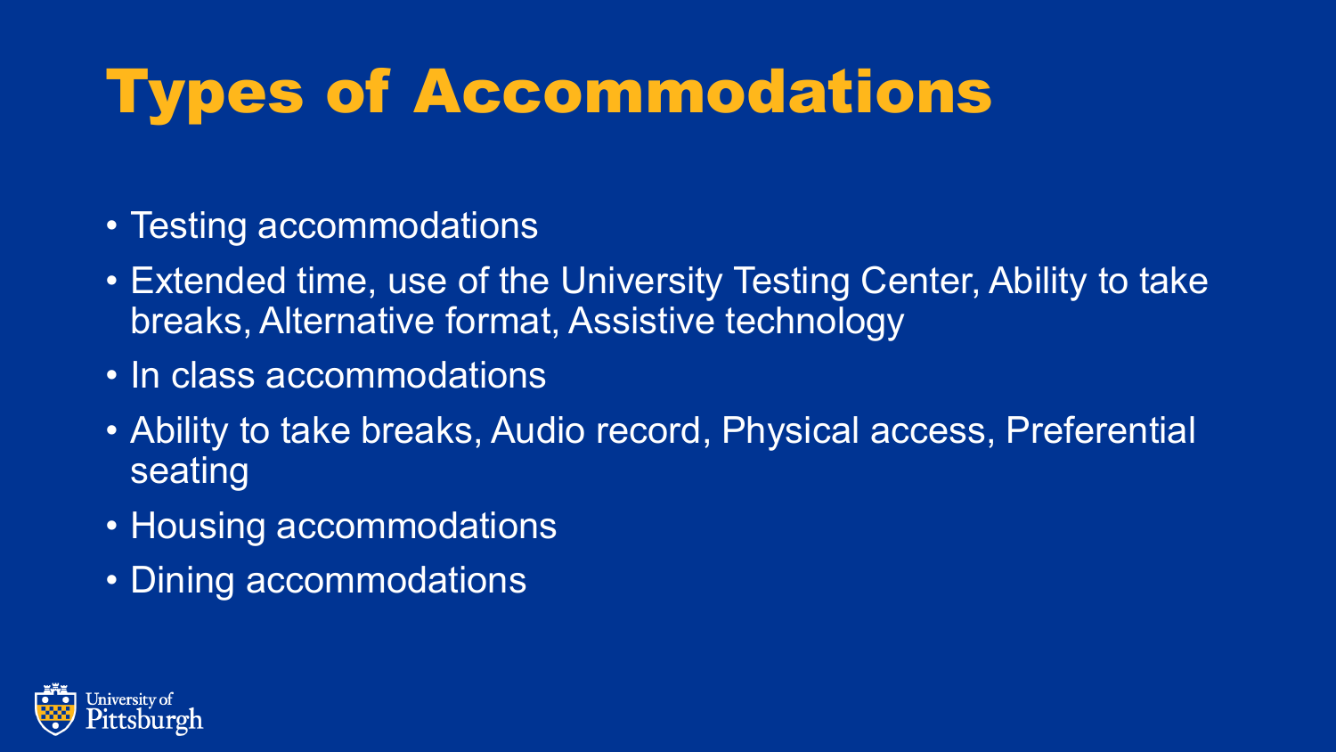# Types of Accommodations

- Testing accommodations
- Extended time, use of the University Testing Center, Ability to take breaks, Alternative format, Assistive technology
- In class accommodations
- Ability to take breaks, Audio record, Physical access, Preferential seating
- Housing accommodations
- Dining accommodations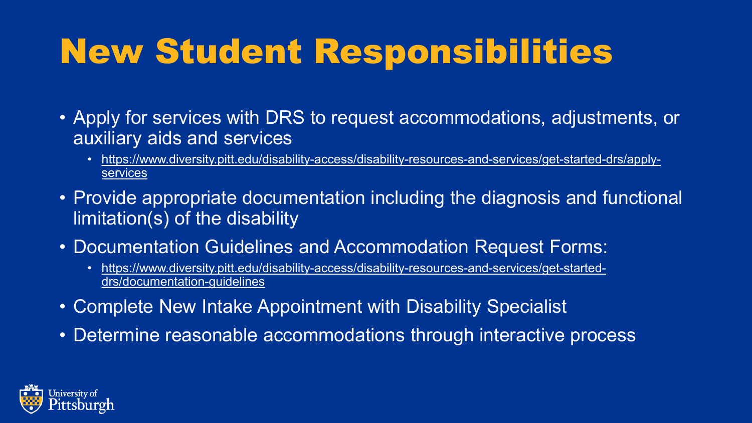# New Student Responsibilities

- Apply for services with DRS to request accommodations, adjustments, or auxiliary aids and services
  - https://www.diversity.pitt.edu/disability-access/disability-resources-and-services/get-started-drs/apply-services
- Provide appropriate documentation including the diagnosis and functional limitation(s) of the disability
- Documentation Guidelines and Accommodation Request Forms:
  - https://www.diversity.pitt.edu/disability-access/disability-resources-and-services/get-started-drs/documentation-guidelines
- Complete New Intake Appointment with Disability Specialist
- Determine reasonable accommodations through interactive process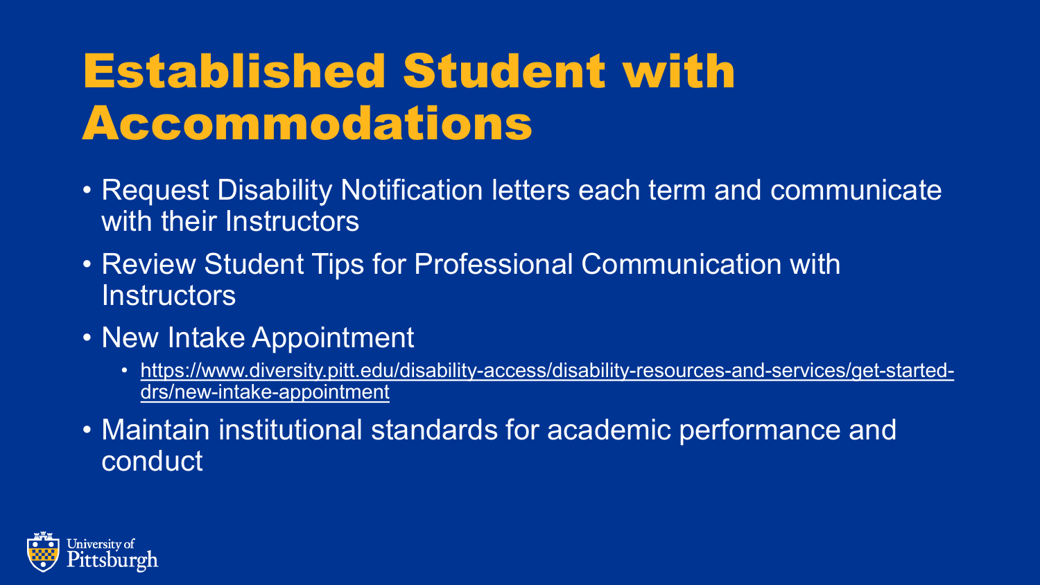# Established Student with Accommodations

- Request Disability Notification letters each term and communicate with their Instructors
- Review Student Tips for Professional Communication with Instructors
- New Intake Appointment
  - https://www.diversity.pitt.edu/disability-access/disability-resources-and-services/get-started-drs/new-intake-appointment
- Maintain institutional standards for academic performance and conduct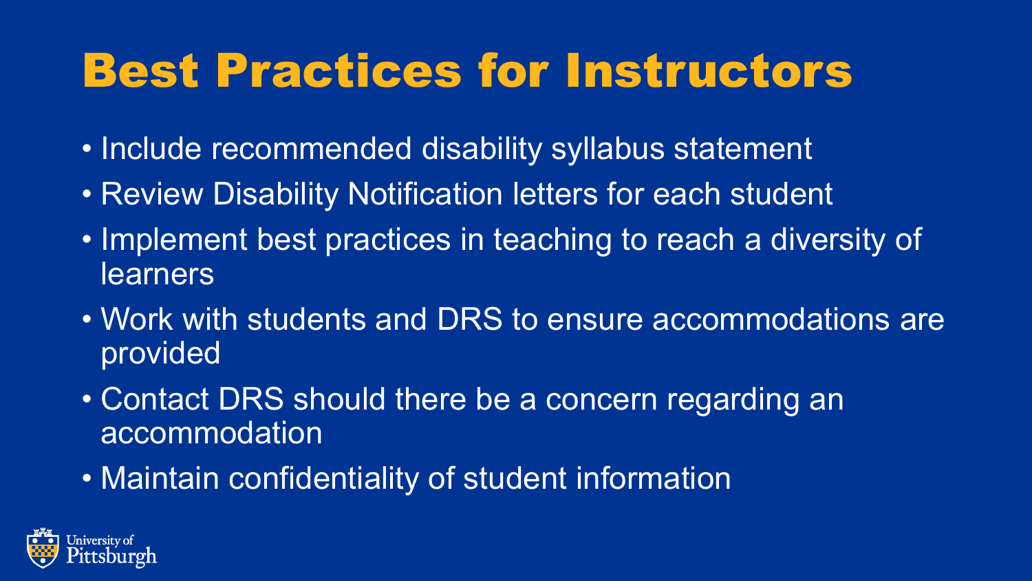# Best Practices for Instructors

- Include recommended disability syllabus statement
- Review Disability Notification letters for each student
- Implement best practices in teaching to reach a diversity of learners
- Work with students and DRS to ensure accommodations are provided
- Contact DRS should there be a concern regarding an accommodation
- Maintain confidentiality of student information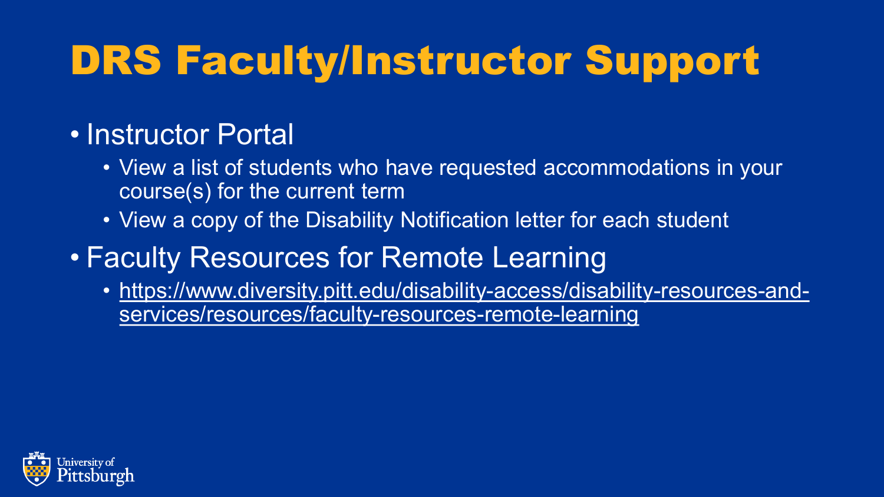# DRS Faculty/Instructor Support

- Instructor Portal
  - View a list of students who have requested accommodations in your course(s) for the current term
  - View a copy of the Disability Notification letter for each student
- Faculty Resources for Remote Learning
  - https://www.diversity.pitt.edu/disability-access/disability-resources-and-services/resources/faculty-resources-remote-learning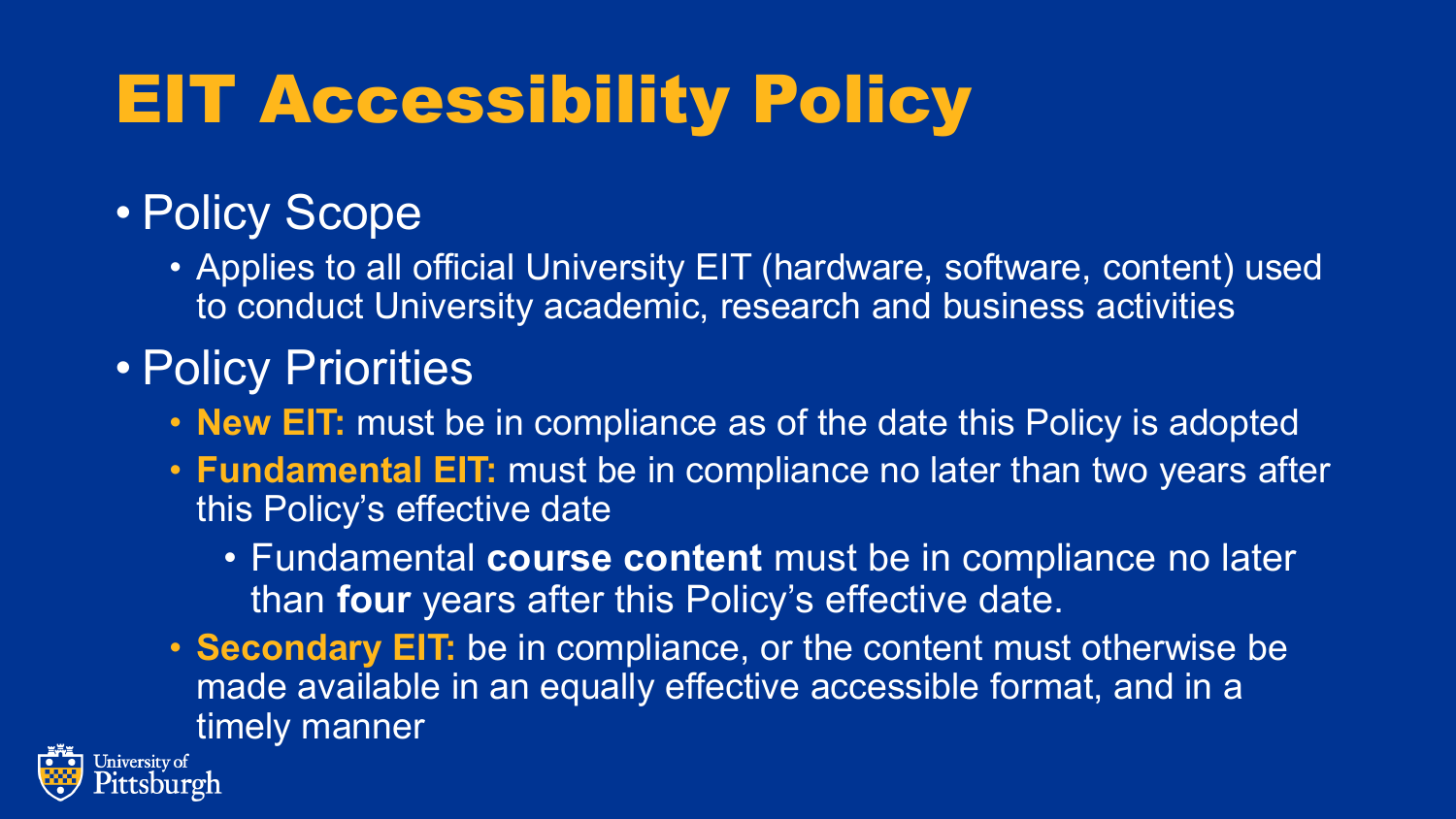# EIT Accessibility Policy

- Policy Scope
  - Applies to all official University EIT (hardware, software, content) used to conduct University academic, research and business activities
- Policy Priorities
  - **New EIT:** must be in compliance as of the date this Policy is adopted
  - **Fundamental EIT:** must be in compliance no later than two years after this Policy's effective date
    - Fundamental **course content** must be in compliance no later than **four** years after this Policy's effective date.
  - **Secondary EIT:** be in compliance, or the content must otherwise be made available in an equally effective accessible format, and in a timely manner

University of Pittsburgh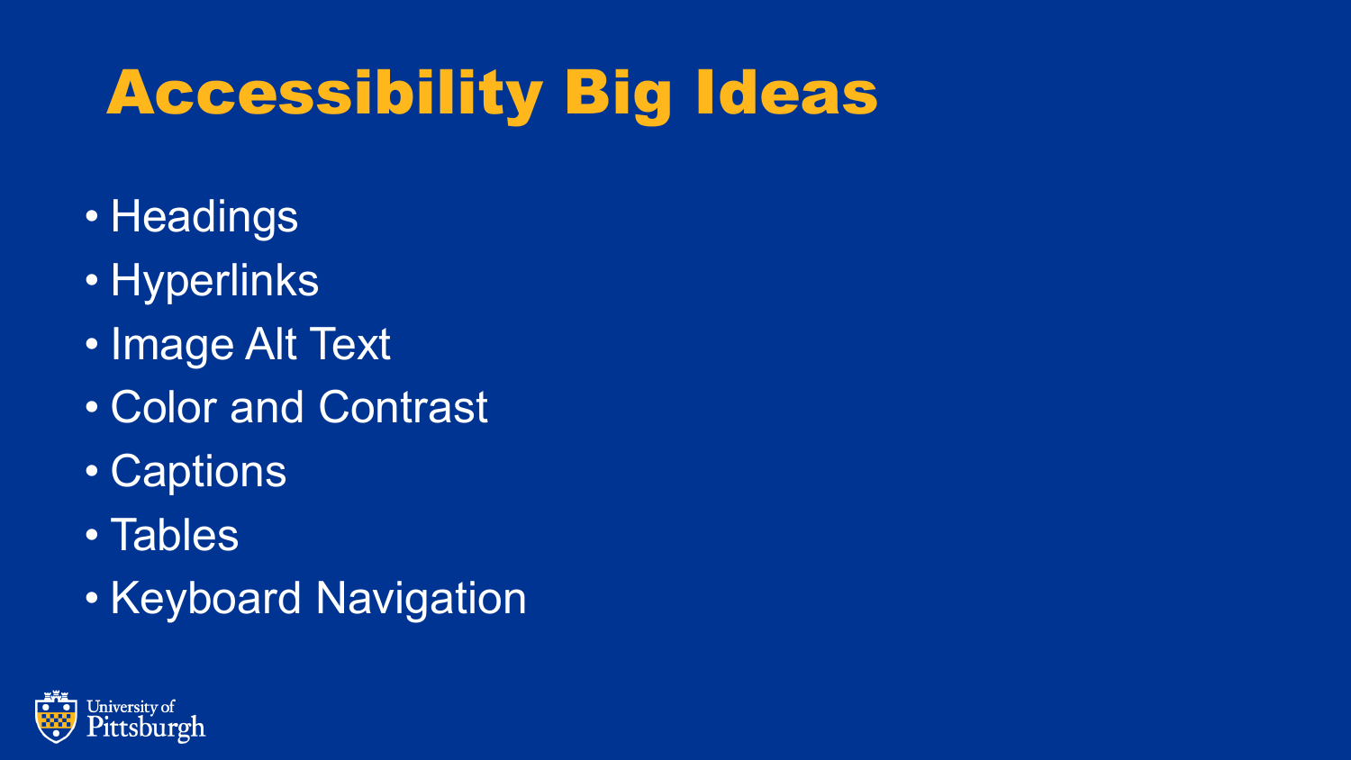# Accessibility Big Ideas

- Headings
- Hyperlinks
- Image Alt Text
- Color and Contrast
- Captions
- Tables
- Keyboard Navigation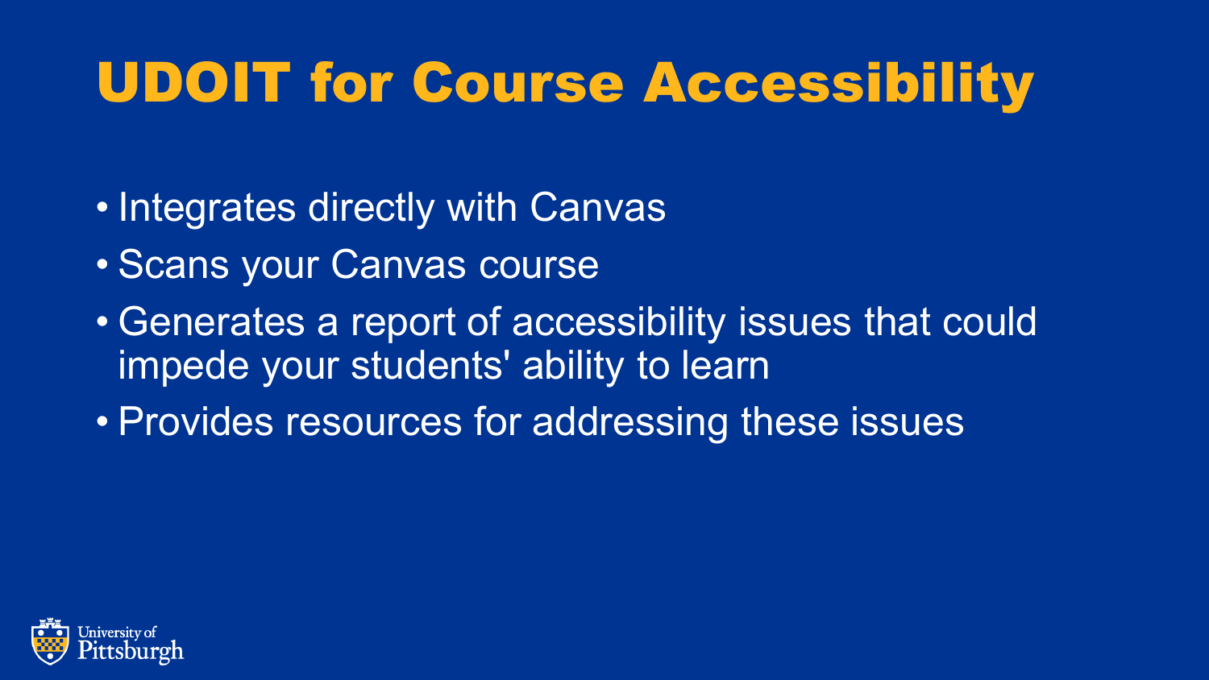# UDOIT for Course Accessibility

- Integrates directly with Canvas
- Scans your Canvas course
- Generates a report of accessibility issues that could impede your students' ability to learn
- Provides resources for addressing these issues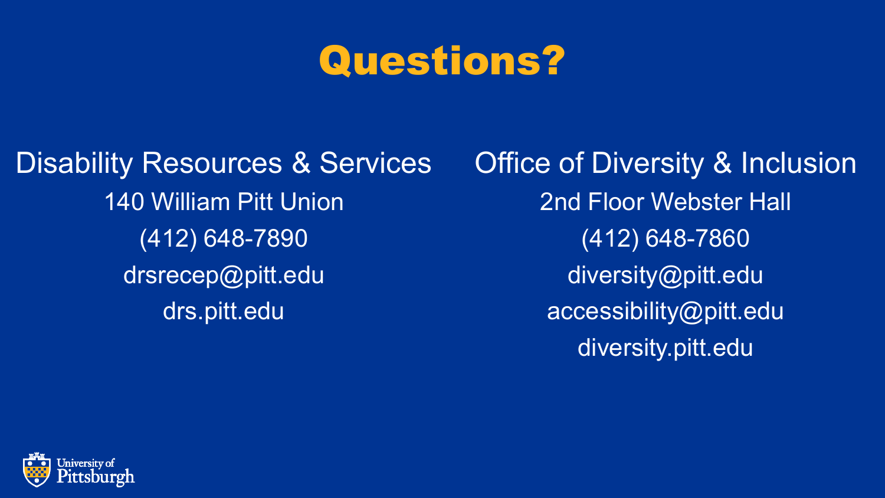# Questions?

## Disability Resources & Services

140 William Pitt Union

(412) 648-7890

drsrecep@pitt.edu

drs.pitt.edu

## Office of Diversity & Inclusion

2nd Floor Webster Hall

(412) 648-7860

diversity@pitt.edu

accessibility@pitt.edu

diversity.pitt.edu

University of Pittsburgh